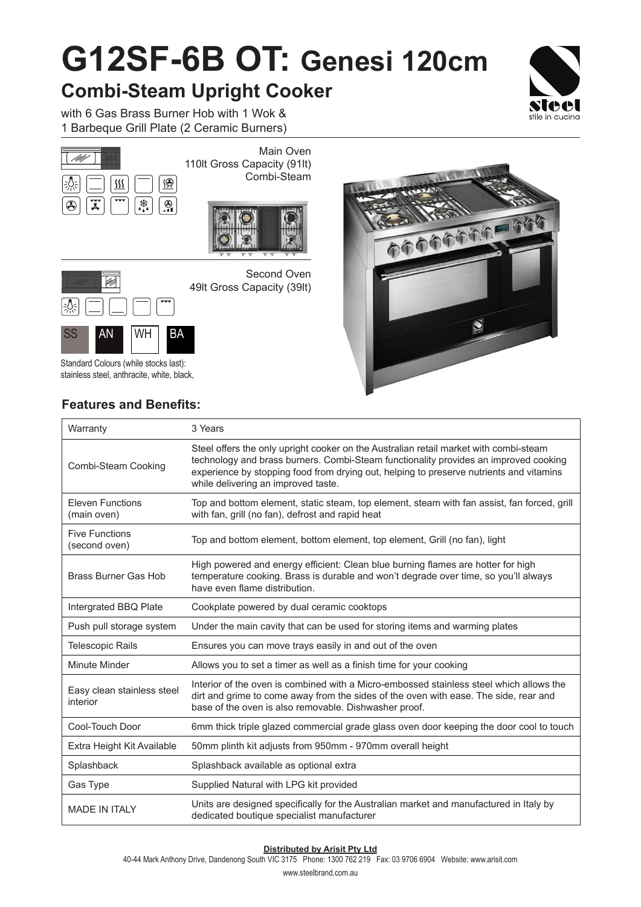# G12SF-6B OT: Genesi 120cm

## Combi-Steam Upright Cooker

with 6 Gas Brass Burner Hob with 1 Wok & 1 Barbeque Grill Plate (2 Ceramic Burners)

Main Oven
110lt Gross Capacity (91lt)
Combi-Steam

Second Oven
49lt Gross Capacity (39lt)

SS AN WH BA

Standard Colours (while stocks last): stainless steel, anthracite, white, black,

### Features and Benefits:

| Warranty | 3 Years |
|---|---|
| Combi-Steam Cooking | Steel offers the only upright cooker on the Australian retail market with combi-steam technology and brass burners. Combi-Steam functionality provides an improved cooking experience by stopping food from drying out, helping to preserve nutrients and vitamins while delivering an improved taste. |
| Eleven Functions (main oven) | Top and bottom element, static steam, top element, steam with fan assist, fan forced, grill with fan, grill (no fan), defrost and rapid heat |
| Five Functions (second oven) | Top and bottom element, bottom element, top element, Grill (no fan), light |
| Brass Burner Gas Hob | High powered and energy efficient: Clean blue burning flames are hotter for high temperature cooking. Brass is durable and won't degrade over time, so you'll always have even flame distribution. |
| Intergrated BBQ Plate | Cookplate powered by dual ceramic cooktops |
| Push pull storage system | Under the main cavity that can be used for storing items and warming plates |
| Telescopic Rails | Ensures you can move trays easily in and out of the oven |
| Minute Minder | Allows you to set a timer as well as a finish time for your cooking |
| Easy clean stainless steel interior | Interior of the oven is combined with a Micro-embossed stainless steel which allows the dirt and grime to come away from the sides of the oven with ease. The side, rear and base of the oven is also removable. Dishwasher proof. |
| Cool-Touch Door | 6mm thick triple glazed commercial grade glass oven door keeping the door cool to touch |
| Extra Height Kit Available | 50mm plinth kit adjusts from 950mm - 970mm overall height |
| Splashback | Splashback available as optional extra |
| Gas Type | Supplied Natural with LPG kit provided |
| MADE IN ITALY | Units are designed specifically for the Australian market and manufactured in Italy by dedicated boutique specialist manufacturer |

**Distributed by Arisit Pty Ltd**

40-44 Mark Anthony Drive, Dandenong South VIC 3175 Phone: 1300 762 219 Fax: 03 9706 6904 Website: www.arisit.com

www.steelbrand.com.au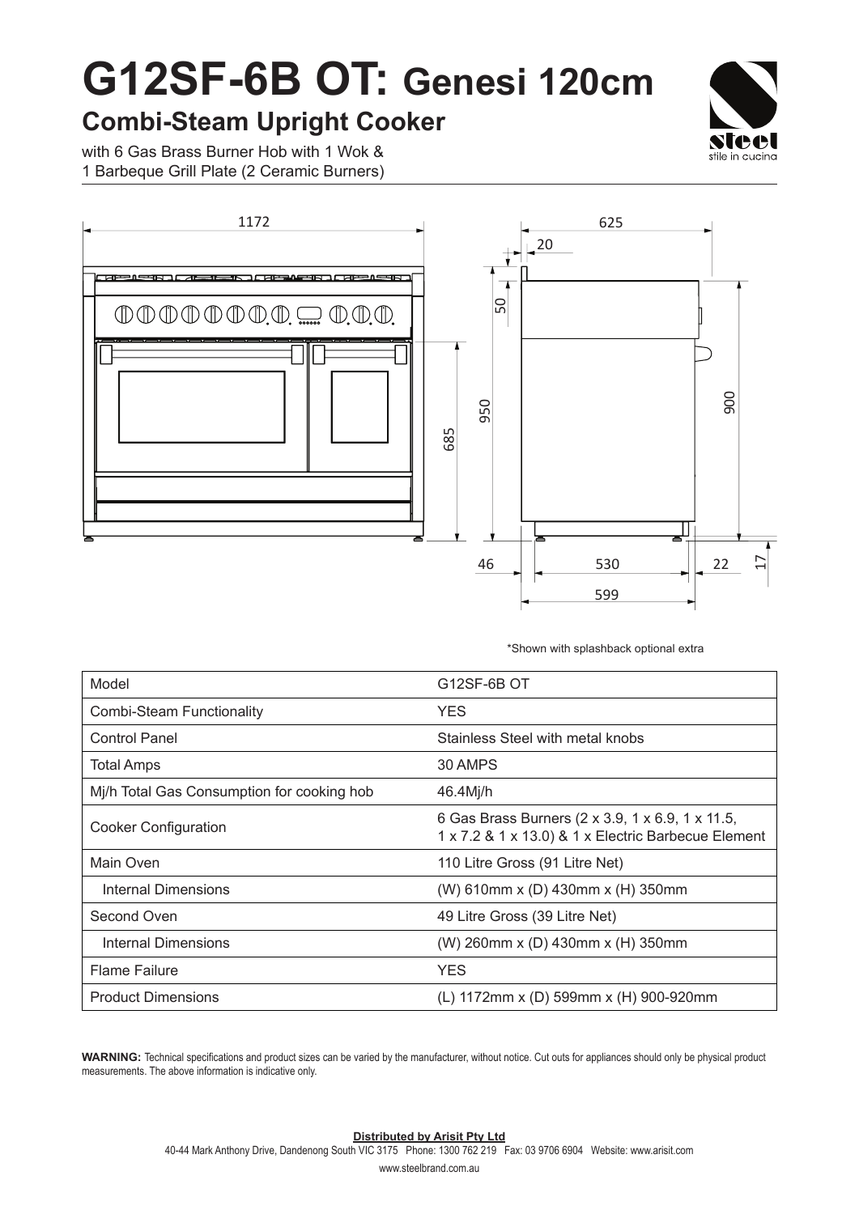# G12SF-6B OT: Genesi 120cm

## Combi-Steam Upright Cooker

with 6 Gas Brass Burner Hob with 1 Wok &
1 Barbeque Grill Plate (2 Ceramic Burners)

1172

685

625

20

50

950

900

46

530

22

17

599

*Shown with splashback optional extra

| | |
|---|---|
| Model | G12SF-6B OT |
| Combi-Steam Functionality | YES |
| Control Panel | Stainless Steel with metal knobs |
| Total Amps | 30 AMPS |
| Mj/h Total Gas Consumption for cooking hob | 46.4Mj/h |
| Cooker Configuration | 6 Gas Brass Burners (2 x 3.9, 1 x 6.9, 1 x 11.5, 1 x 7.2 & 1 x 13.0) & 1 x Electric Barbecue Element |
| Main Oven | 110 Litre Gross (91 Litre Net) |
| Internal Dimensions | (W) 610mm x (D) 430mm x (H) 350mm |
| Second Oven | 49 Litre Gross (39 Litre Net) |
| Internal Dimensions | (W) 260mm x (D) 430mm x (H) 350mm |
| Flame Failure | YES |
| Product Dimensions | (L) 1172mm x (D) 599mm x (H) 900-920mm |

**WARNING:** Technical specifications and product sizes can be varied by the manufacturer, without notice. Cut outs for appliances should only be physical product measurements. The above information is indicative only.

**Distributed by Arisit Pty Ltd**
40-44 Mark Anthony Drive, Dandenong South VIC 3175 Phone: 1300 762 219 Fax: 03 9706 6904 Website: www.arisit.com
www.steelbrand.com.au